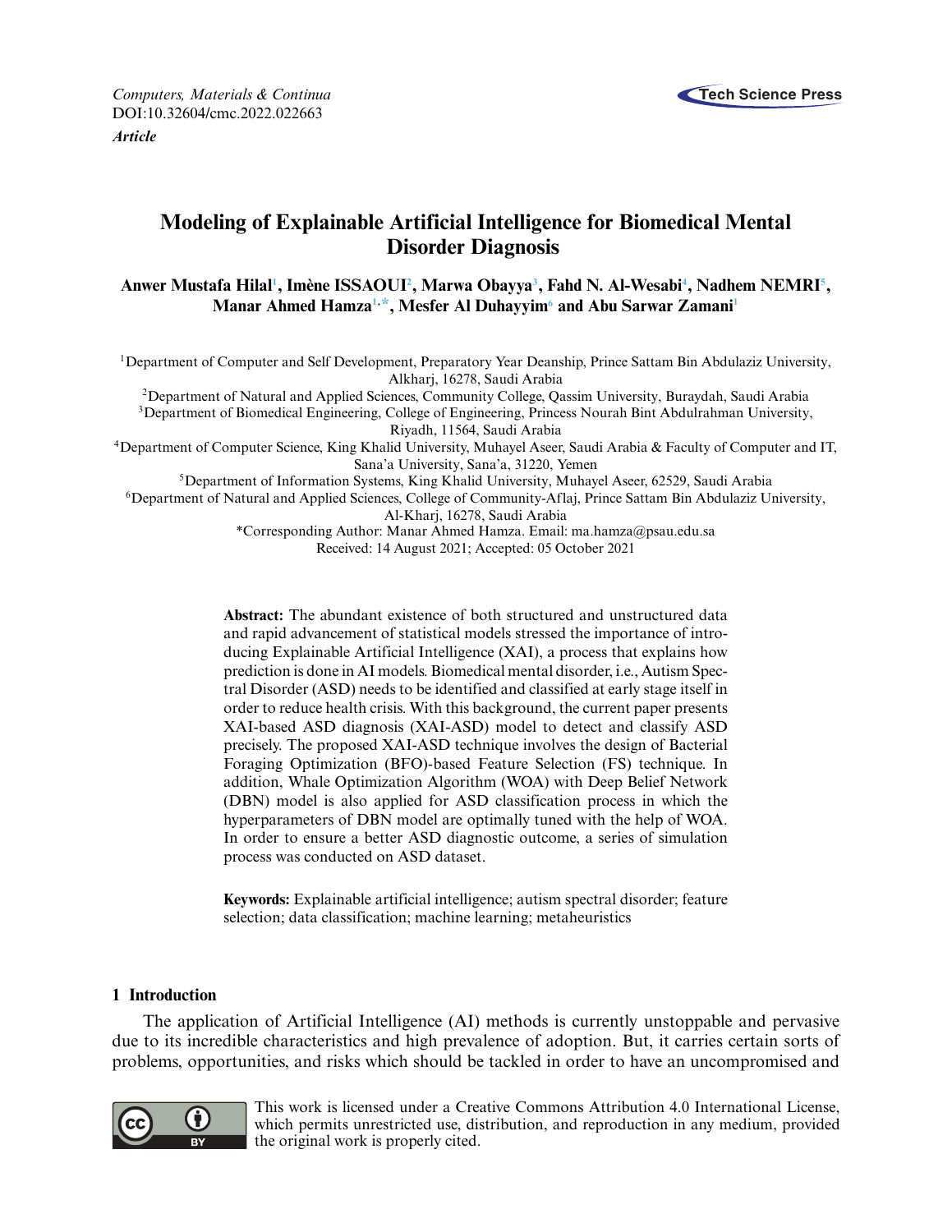*Computers, Materials & Continua*
DOI:10.32604/cmc.2022.022663
***Article***

# Modeling of Explainable Artificial Intelligence for Biomedical Mental Disorder Diagnosis

**Anwer Mustafa Hilal[1], Imène ISSAOUI[2], Marwa Obayya[3], Fahd N. Al-Wesabi[4], Nadhem NEMRI[5], Manar Ahmed Hamza[1,*], Mesfer Al Duhayyim[6] and Abu Sarwar Zamani[1]**

[1]Department of Computer and Self Development, Preparatory Year Deanship, Prince Sattam Bin Abdulaziz University, Alkharj, 16278, Saudi Arabia

[2]Department of Natural and Applied Sciences, Community College, Qassim University, Buraydah, Saudi Arabia

[3]Department of Biomedical Engineering, College of Engineering, Princess Nourah Bint Abdulrahman University, Riyadh, 11564, Saudi Arabia

[4]Department of Computer Science, King Khalid University, Muhayel Aseer, Saudi Arabia & Faculty of Computer and IT, Sana'a University, Sana'a, 31220, Yemen

[5]Department of Information Systems, King Khalid University, Muhayel Aseer, 62529, Saudi Arabia

[6]Department of Natural and Applied Sciences, College of Community-Aflaj, Prince Sattam Bin Abdulaziz University, Al-Kharj, 16278, Saudi Arabia

*Corresponding Author: Manar Ahmed Hamza. Email: ma.hamza@psau.edu.sa

Received: 14 August 2021; Accepted: 05 October 2021

**Abstract:** The abundant existence of both structured and unstructured data and rapid advancement of statistical models stressed the importance of introducing Explainable Artificial Intelligence (XAI), a process that explains how prediction is done in AI models. Biomedical mental disorder, i.e., Autism Spectral Disorder (ASD) needs to be identified and classified at early stage itself in order to reduce health crisis. With this background, the current paper presents XAI-based ASD diagnosis (XAI-ASD) model to detect and classify ASD precisely. The proposed XAI-ASD technique involves the design of Bacterial Foraging Optimization (BFO)-based Feature Selection (FS) technique. In addition, Whale Optimization Algorithm (WOA) with Deep Belief Network (DBN) model is also applied for ASD classification process in which the hyperparameters of DBN model are optimally tuned with the help of WOA. In order to ensure a better ASD diagnostic outcome, a series of simulation process was conducted on ASD dataset.

**Keywords:** Explainable artificial intelligence; autism spectral disorder; feature selection; data classification; machine learning; metaheuristics

## 1 Introduction

The application of Artificial Intelligence (AI) methods is currently unstoppable and pervasive due to its incredible characteristics and high prevalence of adoption. But, it carries certain sorts of problems, opportunities, and risks which should be tackled in order to have an uncompromised and

This work is licensed under a Creative Commons Attribution 4.0 International License, which permits unrestricted use, distribution, and reproduction in any medium, provided the original work is properly cited.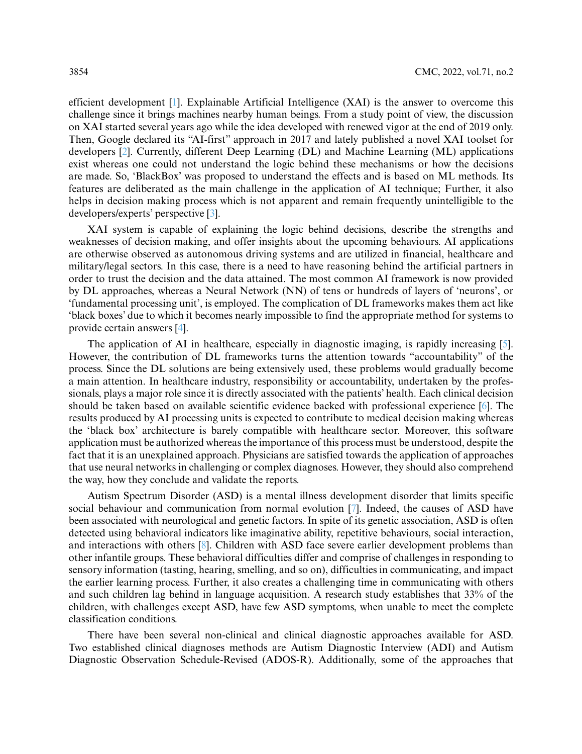efficient development [1]. Explainable Artificial Intelligence (XAI) is the answer to overcome this challenge since it brings machines nearby human beings. From a study point of view, the discussion on XAI started several years ago while the idea developed with renewed vigor at the end of 2019 only. Then, Google declared its "AI-first" approach in 2017 and lately published a novel XAI toolset for developers [2]. Currently, different Deep Learning (DL) and Machine Learning (ML) applications exist whereas one could not understand the logic behind these mechanisms or how the decisions are made. So, 'BlackBox' was proposed to understand the effects and is based on ML methods. Its features are deliberated as the main challenge in the application of AI technique; Further, it also helps in decision making process which is not apparent and remain frequently unintelligible to the developers/experts' perspective [3].

XAI system is capable of explaining the logic behind decisions, describe the strengths and weaknesses of decision making, and offer insights about the upcoming behaviours. AI applications are otherwise observed as autonomous driving systems and are utilized in financial, healthcare and military/legal sectors. In this case, there is a need to have reasoning behind the artificial partners in order to trust the decision and the data attained. The most common AI framework is now provided by DL approaches, whereas a Neural Network (NN) of tens or hundreds of layers of 'neurons', or 'fundamental processing unit', is employed. The complication of DL frameworks makes them act like 'black boxes' due to which it becomes nearly impossible to find the appropriate method for systems to provide certain answers [4].

The application of AI in healthcare, especially in diagnostic imaging, is rapidly increasing [5]. However, the contribution of DL frameworks turns the attention towards "accountability" of the process. Since the DL solutions are being extensively used, these problems would gradually become a main attention. In healthcare industry, responsibility or accountability, undertaken by the professionals, plays a major role since it is directly associated with the patients' health. Each clinical decision should be taken based on available scientific evidence backed with professional experience [6]. The results produced by AI processing units is expected to contribute to medical decision making whereas the 'black box' architecture is barely compatible with healthcare sector. Moreover, this software application must be authorized whereas the importance of this process must be understood, despite the fact that it is an unexplained approach. Physicians are satisfied towards the application of approaches that use neural networks in challenging or complex diagnoses. However, they should also comprehend the way, how they conclude and validate the reports.

Autism Spectrum Disorder (ASD) is a mental illness development disorder that limits specific social behaviour and communication from normal evolution [7]. Indeed, the causes of ASD have been associated with neurological and genetic factors. In spite of its genetic association, ASD is often detected using behavioral indicators like imaginative ability, repetitive behaviours, social interaction, and interactions with others [8]. Children with ASD face severe earlier development problems than other infantile groups. These behavioral difficulties differ and comprise of challenges in responding to sensory information (tasting, hearing, smelling, and so on), difficulties in communicating, and impact the earlier learning process. Further, it also creates a challenging time in communicating with others and such children lag behind in language acquisition. A research study establishes that 33% of the children, with challenges except ASD, have few ASD symptoms, when unable to meet the complete classification conditions.

There have been several non-clinical and clinical diagnostic approaches available for ASD. Two established clinical diagnoses methods are Autism Diagnostic Interview (ADI) and Autism Diagnostic Observation Schedule-Revised (ADOS-R). Additionally, some of the approaches that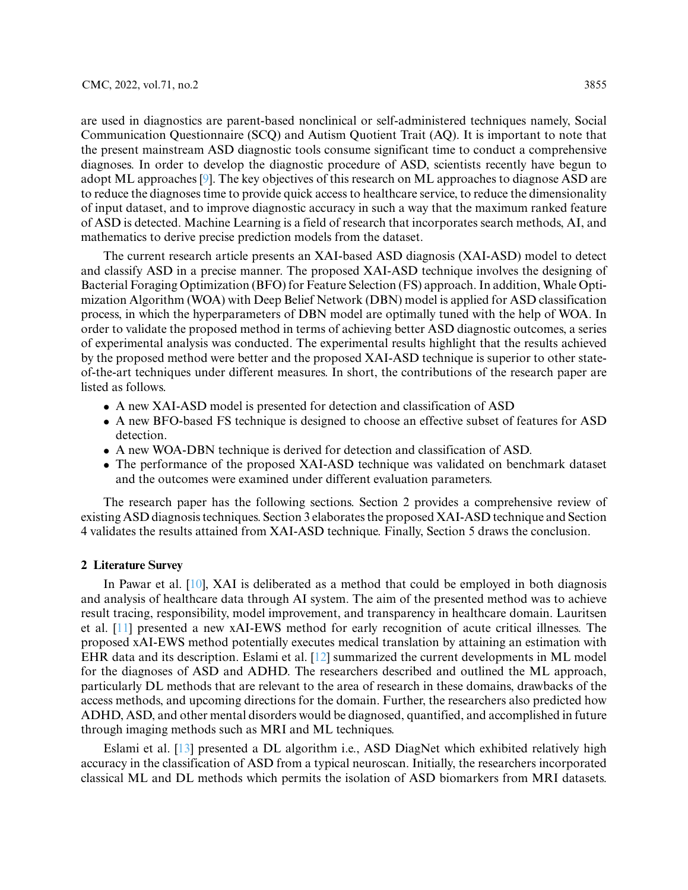are used in diagnostics are parent-based nonclinical or self-administered techniques namely, Social Communication Questionnaire (SCQ) and Autism Quotient Trait (AQ). It is important to note that the present mainstream ASD diagnostic tools consume significant time to conduct a comprehensive diagnoses. In order to develop the diagnostic procedure of ASD, scientists recently have begun to adopt ML approaches [9]. The key objectives of this research on ML approaches to diagnose ASD are to reduce the diagnoses time to provide quick access to healthcare service, to reduce the dimensionality of input dataset, and to improve diagnostic accuracy in such a way that the maximum ranked feature of ASD is detected. Machine Learning is a field of research that incorporates search methods, AI, and mathematics to derive precise prediction models from the dataset.

The current research article presents an XAI-based ASD diagnosis (XAI-ASD) model to detect and classify ASD in a precise manner. The proposed XAI-ASD technique involves the designing of Bacterial Foraging Optimization (BFO) for Feature Selection (FS) approach. In addition, Whale Optimization Algorithm (WOA) with Deep Belief Network (DBN) model is applied for ASD classification process, in which the hyperparameters of DBN model are optimally tuned with the help of WOA. In order to validate the proposed method in terms of achieving better ASD diagnostic outcomes, a series of experimental analysis was conducted. The experimental results highlight that the results achieved by the proposed method were better and the proposed XAI-ASD technique is superior to other state-of-the-art techniques under different measures. In short, the contributions of the research paper are listed as follows.

- A new XAI-ASD model is presented for detection and classification of ASD
- A new BFO-based FS technique is designed to choose an effective subset of features for ASD detection.
- A new WOA-DBN technique is derived for detection and classification of ASD.
- The performance of the proposed XAI-ASD technique was validated on benchmark dataset and the outcomes were examined under different evaluation parameters.

The research paper has the following sections. Section 2 provides a comprehensive review of existing ASD diagnosis techniques. Section 3 elaborates the proposed XAI-ASD technique and Section 4 validates the results attained from XAI-ASD technique. Finally, Section 5 draws the conclusion.

## 2 Literature Survey

In Pawar et al. [10], XAI is deliberated as a method that could be employed in both diagnosis and analysis of healthcare data through AI system. The aim of the presented method was to achieve result tracing, responsibility, model improvement, and transparency in healthcare domain. Lauritsen et al. [11] presented a new xAI-EWS method for early recognition of acute critical illnesses. The proposed xAI-EWS method potentially executes medical translation by attaining an estimation with EHR data and its description. Eslami et al. [12] summarized the current developments in ML model for the diagnoses of ASD and ADHD. The researchers described and outlined the ML approach, particularly DL methods that are relevant to the area of research in these domains, drawbacks of the access methods, and upcoming directions for the domain. Further, the researchers also predicted how ADHD, ASD, and other mental disorders would be diagnosed, quantified, and accomplished in future through imaging methods such as MRI and ML techniques.

Eslami et al. [13] presented a DL algorithm i.e., ASD DiagNet which exhibited relatively high accuracy in the classification of ASD from a typical neuroscan. Initially, the researchers incorporated classical ML and DL methods which permits the isolation of ASD biomarkers from MRI datasets.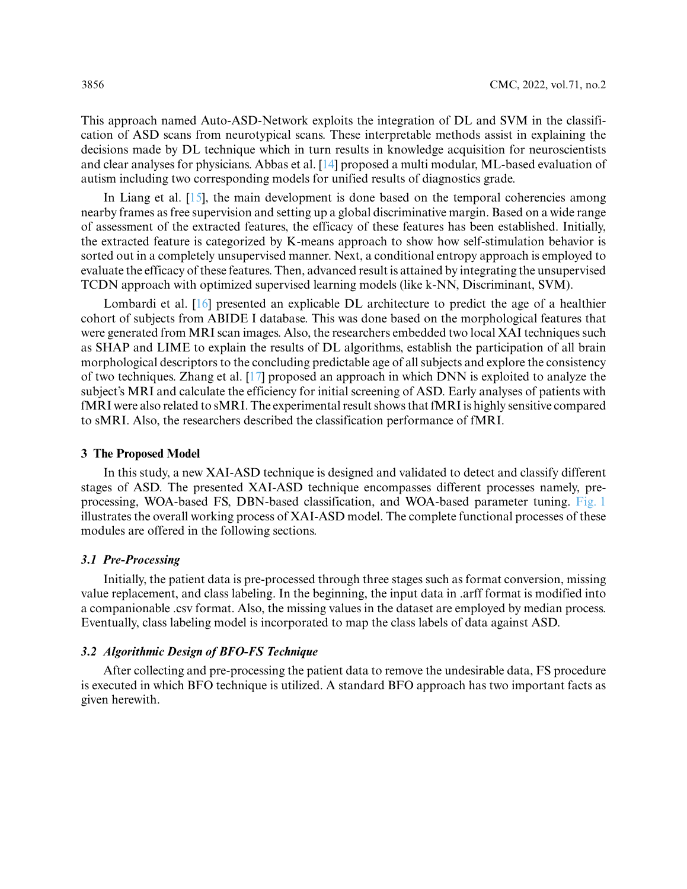This approach named Auto-ASD-Network exploits the integration of DL and SVM in the classification of ASD scans from neurotypical scans. These interpretable methods assist in explaining the decisions made by DL technique which in turn results in knowledge acquisition for neuroscientists and clear analyses for physicians. Abbas et al. [14] proposed a multi modular, ML-based evaluation of autism including two corresponding models for unified results of diagnostics grade.

In Liang et al. [15], the main development is done based on the temporal coherencies among nearby frames as free supervision and setting up a global discriminative margin. Based on a wide range of assessment of the extracted features, the efficacy of these features has been established. Initially, the extracted feature is categorized by K-means approach to show how self-stimulation behavior is sorted out in a completely unsupervised manner. Next, a conditional entropy approach is employed to evaluate the efficacy of these features. Then, advanced result is attained by integrating the unsupervised TCDN approach with optimized supervised learning models (like k-NN, Discriminant, SVM).

Lombardi et al. [16] presented an explicable DL architecture to predict the age of a healthier cohort of subjects from ABIDE I database. This was done based on the morphological features that were generated from MRI scan images. Also, the researchers embedded two local XAI techniques such as SHAP and LIME to explain the results of DL algorithms, establish the participation of all brain morphological descriptors to the concluding predictable age of all subjects and explore the consistency of two techniques. Zhang et al. [17] proposed an approach in which DNN is exploited to analyze the subject's MRI and calculate the efficiency for initial screening of ASD. Early analyses of patients with fMRI were also related to sMRI. The experimental result shows that fMRI is highly sensitive compared to sMRI. Also, the researchers described the classification performance of fMRI.

## 3 The Proposed Model

In this study, a new XAI-ASD technique is designed and validated to detect and classify different stages of ASD. The presented XAI-ASD technique encompasses different processes namely, pre-processing, WOA-based FS, DBN-based classification, and WOA-based parameter tuning. Fig. 1 illustrates the overall working process of XAI-ASD model. The complete functional processes of these modules are offered in the following sections.

### 3.1 Pre-Processing

Initially, the patient data is pre-processed through three stages such as format conversion, missing value replacement, and class labeling. In the beginning, the input data in .arff format is modified into a companionable .csv format. Also, the missing values in the dataset are employed by median process. Eventually, class labeling model is incorporated to map the class labels of data against ASD.

### 3.2 Algorithmic Design of BFO-FS Technique

After collecting and pre-processing the patient data to remove the undesirable data, FS procedure is executed in which BFO technique is utilized. A standard BFO approach has two important facts as given herewith.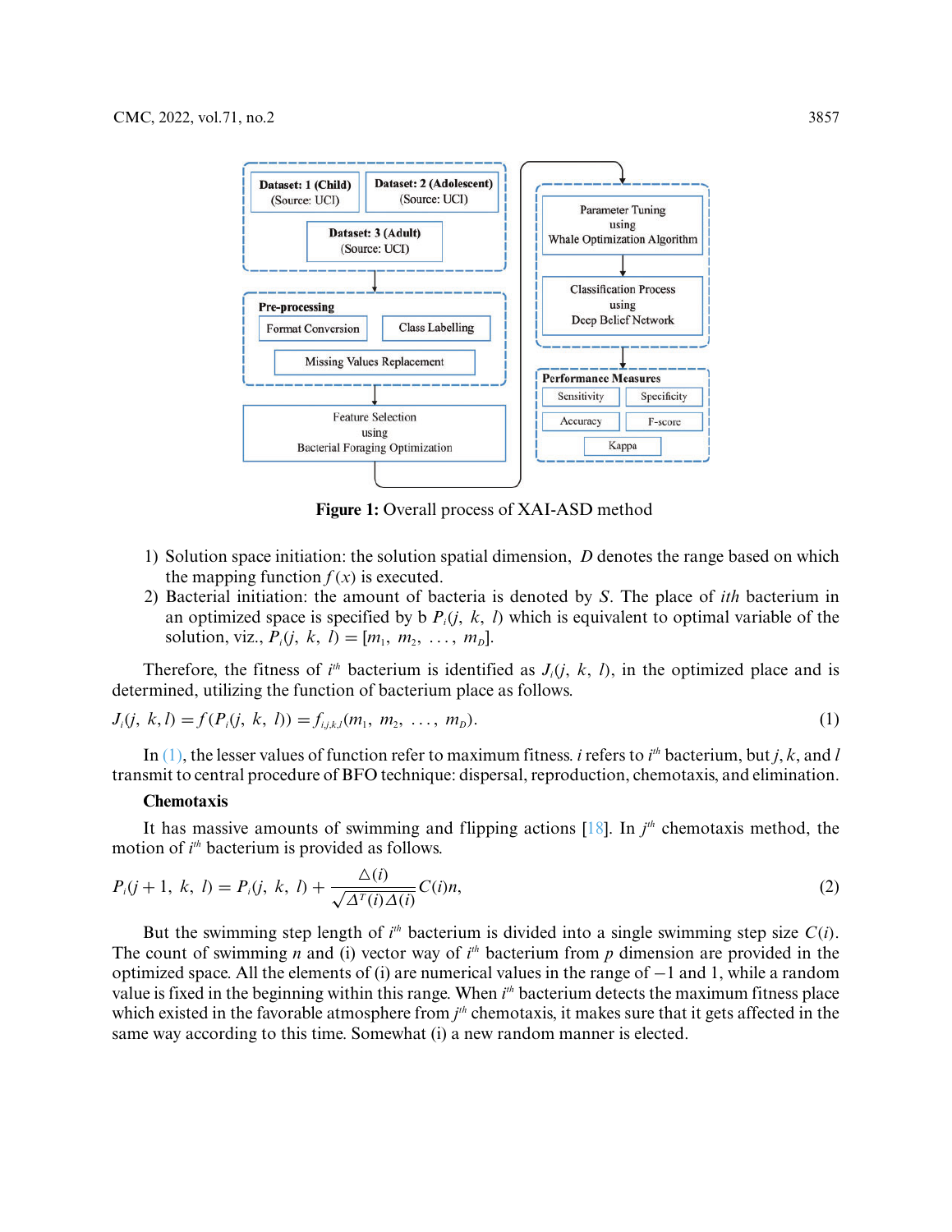Figure 1: Overall process of XAI-ASD method

1) Solution space initiation: the solution spatial dimension, $D$ denotes the range based on which the mapping function $f(x)$ is executed.
2) Bacterial initiation: the amount of bacteria is denoted by $S$. The place of *ith* bacterium in an optimized space is specified by b $P_i(j, k, l)$ which is equivalent to optimal variable of the solution, viz., $P_i(j, k, l) = [m_1, m_2, \ldots, m_D]$.

Therefore, the fitness of $i^{th}$ bacterium is identified as $J_i(j, k, l)$, in the optimized place and is determined, utilizing the function of bacterium place as follows.

$$J_i(j, k, l) = f(P_i(j, k, l)) = f_{i,j,k,l}(m_1, m_2, \ldots, m_D). \tag{1}$$

In (1), the lesser values of function refer to maximum fitness. $i$ refers to $i^{th}$ bacterium, but $j$, $k$, and $l$ transmit to central procedure of BFO technique: dispersal, reproduction, chemotaxis, and elimination.

**Chemotaxis**

It has massive amounts of swimming and flipping actions [18]. In $j^{th}$ chemotaxis method, the motion of $i^{th}$ bacterium is provided as follows.

$$P_i(j+1, k, l) = P_i(j, k, l) + \frac{\Delta(i)}{\sqrt{\Delta^T(i)\Delta(i)}} C(i)n, \tag{2}$$

But the swimming step length of $i^{th}$ bacterium is divided into a single swimming step size $C(i)$. The count of swimming $n$ and (i) vector way of $i^{th}$ bacterium from $p$ dimension are provided in the optimized space. All the elements of (i) are numerical values in the range of $-1$ and 1, while a random value is fixed in the beginning within this range. When $i^{th}$ bacterium detects the maximum fitness place which existed in the favorable atmosphere from $j^{th}$ chemotaxis, it makes sure that it gets affected in the same way according to this time. Somewhat (i) a new random manner is elected.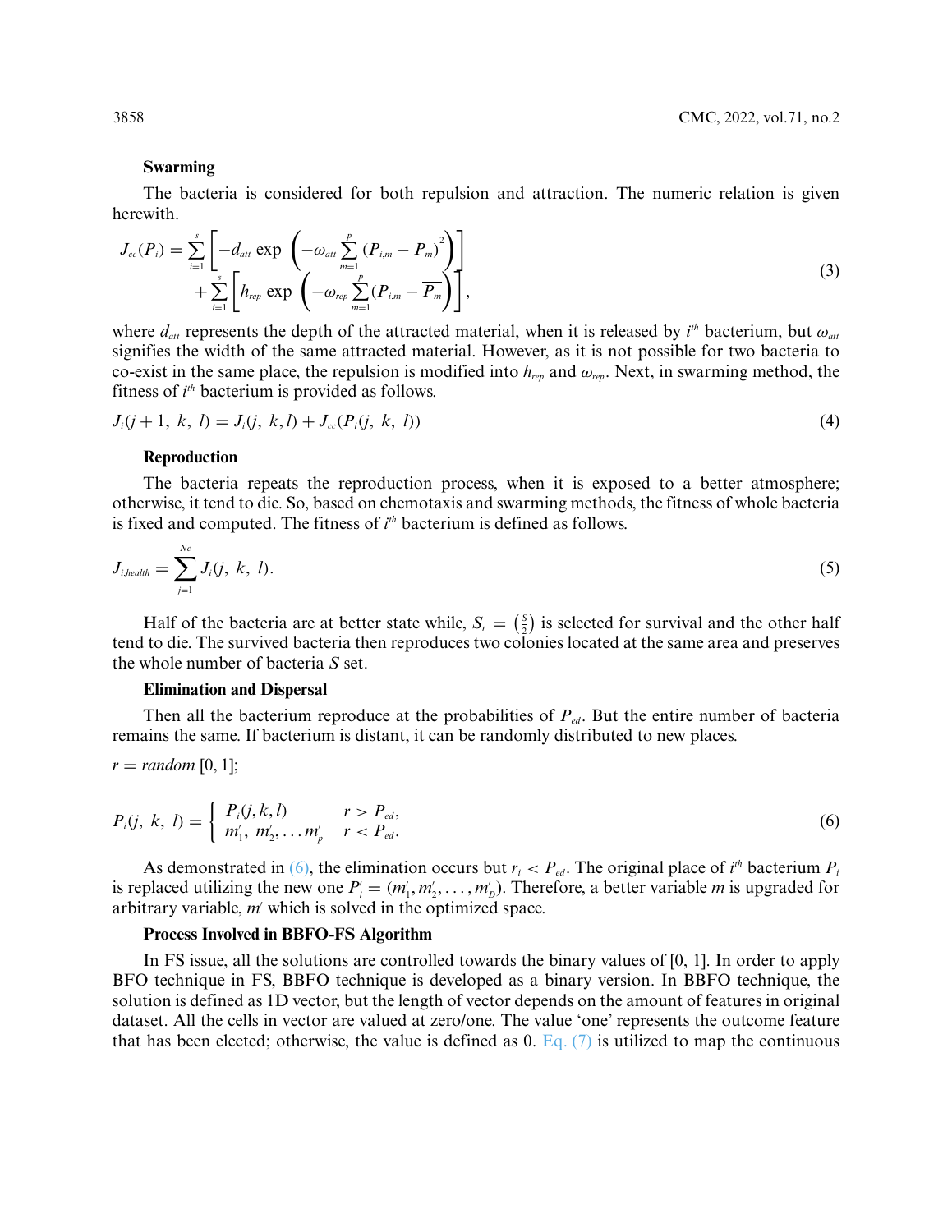**Swarming**

The bacteria is considered for both repulsion and attraction. The numeric relation is given herewith.

$$J_{cc}(P_i) = \sum_{i=1}^{s}\left[-d_{att}\exp\left(-\omega_{att}\sum_{m=1}^{p}(P_{i,m}-\overline{P_m})^2\right)\right] + \sum_{i=1}^{s}\left[h_{rep}\exp\left(-\omega_{rep}\sum_{m=1}^{p}(P_{i,m}-\overline{P_m})\right)\right], \tag{3}$$

where $d_{att}$ represents the depth of the attracted material, when it is released by $i^{th}$ bacterium, but $\omega_{att}$ signifies the width of the same attracted material. However, as it is not possible for two bacteria to co-exist in the same place, the repulsion is modified into $h_{rep}$ and $\omega_{rep}$. Next, in swarming method, the fitness of $i^{th}$ bacterium is provided as follows.

$$J_i(j+1,\ k,\ l) = J_i(j,\ k, l) + J_{cc}(P_i(j,\ k,\ l)) \tag{4}$$

**Reproduction**

The bacteria repeats the reproduction process, when it is exposed to a better atmosphere; otherwise, it tend to die. So, based on chemotaxis and swarming methods, the fitness of whole bacteria is fixed and computed. The fitness of $i^{th}$ bacterium is defined as follows.

$$J_{i,health} = \sum_{j=1}^{Nc} J_i(j,\ k,\ l). \tag{5}$$

Half of the bacteria are at better state while, $S_r = \left(\frac{S}{2}\right)$ is selected for survival and the other half tend to die. The survived bacteria then reproduces two colonies located at the same area and preserves the whole number of bacteria $S$ set.

**Elimination and Dispersal**

Then all the bacterium reproduce at the probabilities of $P_{ed}$. But the entire number of bacteria remains the same. If bacterium is distant, it can be randomly distributed to new places.

$r = random\ [0, 1]$;

$$P_i(j,\ k,\ l) = \begin{cases} P_i(j, k, l) & r > P_{ed}, \\ m_1',\ m_2', \ldots m_p' & r < P_{ed}. \end{cases} \tag{6}$$

As demonstrated in (6), the elimination occurs but $r_i < P_{ed}$. The original place of $i^{th}$ bacterium $P_i$ is replaced utilizing the new one $P_i' = (m_1', m_2', \ldots, m_D')$. Therefore, a better variable $m$ is upgraded for arbitrary variable, $m'$ which is solved in the optimized space.

**Process Involved in BBFO-FS Algorithm**

In FS issue, all the solutions are controlled towards the binary values of [0, 1]. In order to apply BFO technique in FS, BBFO technique is developed as a binary version. In BBFO technique, the solution is defined as 1D vector, but the length of vector depends on the amount of features in original dataset. All the cells in vector are valued at zero/one. The value 'one' represents the outcome feature that has been elected; otherwise, the value is defined as 0. Eq. (7) is utilized to map the continuous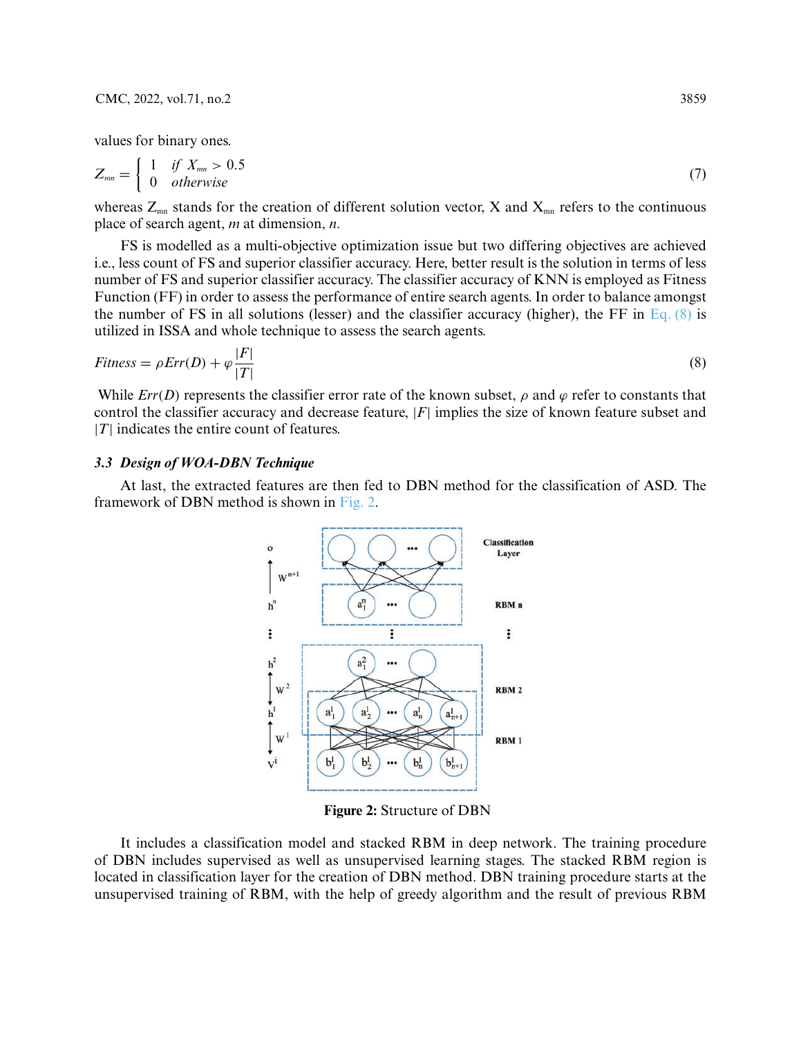values for binary ones.

$$Z_{mn} = \begin{cases} 1 & if\ X_{mn} > 0.5 \\ 0 & otherwise \end{cases} \tag{7}$$

whereas $Z_{mn}$ stands for the creation of different solution vector, X and $X_{mn}$ refers to the continuous place of search agent, $m$ at dimension, $n$.

FS is modelled as a multi-objective optimization issue but two differing objectives are achieved i.e., less count of FS and superior classifier accuracy. Here, better result is the solution in terms of less number of FS and superior classifier accuracy. The classifier accuracy of KNN is employed as Fitness Function (FF) in order to assess the performance of entire search agents. In order to balance amongst the number of FS in all solutions (lesser) and the classifier accuracy (higher), the FF in Eq. (8) is utilized in ISSA and whole technique to assess the search agents.

$$Fitness = \rho Err(D) + \varphi \frac{|F|}{|T|} \tag{8}$$

While $Err(D)$ represents the classifier error rate of the known subset, $\rho$ and $\varphi$ refer to constants that control the classifier accuracy and decrease feature, $|F|$ implies the size of known feature subset and $|T|$ indicates the entire count of features.

### *3.3 Design of WOA-DBN Technique*

At last, the extracted features are then fed to DBN method for the classification of ASD. The framework of DBN method is shown in Fig. 2.

**Figure 2:** Structure of DBN

It includes a classification model and stacked RBM in deep network. The training procedure of DBN includes supervised as well as unsupervised learning stages. The stacked RBM region is located in classification layer for the creation of DBN method. DBN training procedure starts at the unsupervised training of RBM, with the help of greedy algorithm and the result of previous RBM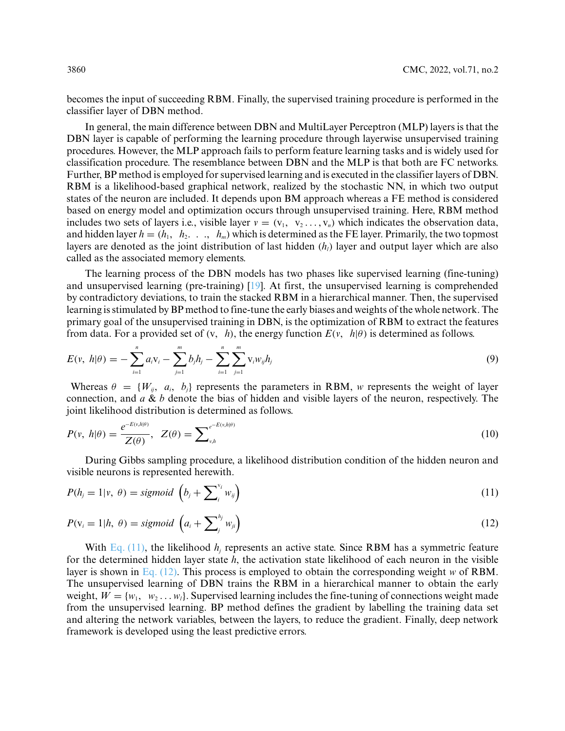becomes the input of succeeding RBM. Finally, the supervised training procedure is performed in the classifier layer of DBN method.

In general, the main difference between DBN and MultiLayer Perceptron (MLP) layers is that the DBN layer is capable of performing the learning procedure through layerwise unsupervised training procedures. However, the MLP approach fails to perform feature learning tasks and is widely used for classification procedure. The resemblance between DBN and the MLP is that both are FC networks. Further, BP method is employed for supervised learning and is executed in the classifier layers of DBN. RBM is a likelihood-based graphical network, realized by the stochastic NN, in which two output states of the neuron are included. It depends upon BM approach whereas a FE method is considered based on energy model and optimization occurs through unsupervised training. Here, RBM method includes two sets of layers i.e., visible layer $v = (\text{v}_1, \ \text{v}_2 \ldots, \text{v}_n)$ which indicates the observation data, and hidden layer $h = (h_1, \ h_2. \ . \ ., \ h_m)$ which is determined as the FE layer. Primarily, the two topmost layers are denoted as the joint distribution of last hidden $(h_l)$ layer and output layer which are also called as the associated memory elements.

The learning process of the DBN models has two phases like supervised learning (fine-tuning) and unsupervised learning (pre-training) [19]. At first, the unsupervised learning is comprehended by contradictory deviations, to train the stacked RBM in a hierarchical manner. Then, the supervised learning is stimulated by BP method to fine-tune the early biases and weights of the whole network. The primary goal of the unsupervised training in DBN, is the optimization of RBM to extract the features from data. For a provided set of $(\text{v}, \ h)$, the energy function $E(v, \ h|\theta)$ is determined as follows.

$$E(v,\ h|\theta) = -\sum_{i=1}^{n} a_i \text{v}_i - \sum_{j=1}^{m} b_j h_j - \sum_{i=1}^{n} \sum_{j=1}^{m} \text{v}_i w_{ij} h_j \tag{9}$$

Whereas $\theta = \{W_{ij}, \ a_i, \ b_j\}$ represents the parameters in RBM, $w$ represents the weight of layer connection, and $a$ & $b$ denote the bias of hidden and visible layers of the neuron, respectively. The joint likelihood distribution is determined as follows.

$$P(v,\ h|\theta) = \frac{e^{-E(v,h|\theta)}}{Z(\theta)}, \quad Z(\theta) = \sum\nolimits_{v,h}^{e^{-E(v,h|\theta)}} \tag{10}$$

During Gibbs sampling procedure, a likelihood distribution condition of the hidden neuron and visible neurons is represented herewith.

$$P(h_j = 1|v,\ \theta) = sigmoid\ \left(b_j + \sum\nolimits_i^{\text{v}_i} w_{ij}\right) \tag{11}$$

$$P(\text{v}_i = 1|h,\ \theta) = sigmoid\ \left(a_i + \sum\nolimits_j^{h_j} w_{ji}\right) \tag{12}$$

With Eq. (11), the likelihood $h_j$ represents an active state. Since RBM has a symmetric feature for the determined hidden layer state $h$, the activation state likelihood of each neuron in the visible layer is shown in Eq. (12). This process is employed to obtain the corresponding weight $w$ of RBM. The unsupervised learning of DBN trains the RBM in a hierarchical manner to obtain the early weight, $W = \{w_1, \ w_2 \ldots w_l\}$. Supervised learning includes the fine-tuning of connections weight made from the unsupervised learning. BP method defines the gradient by labelling the training data set and altering the network variables, between the layers, to reduce the gradient. Finally, deep network framework is developed using the least predictive errors.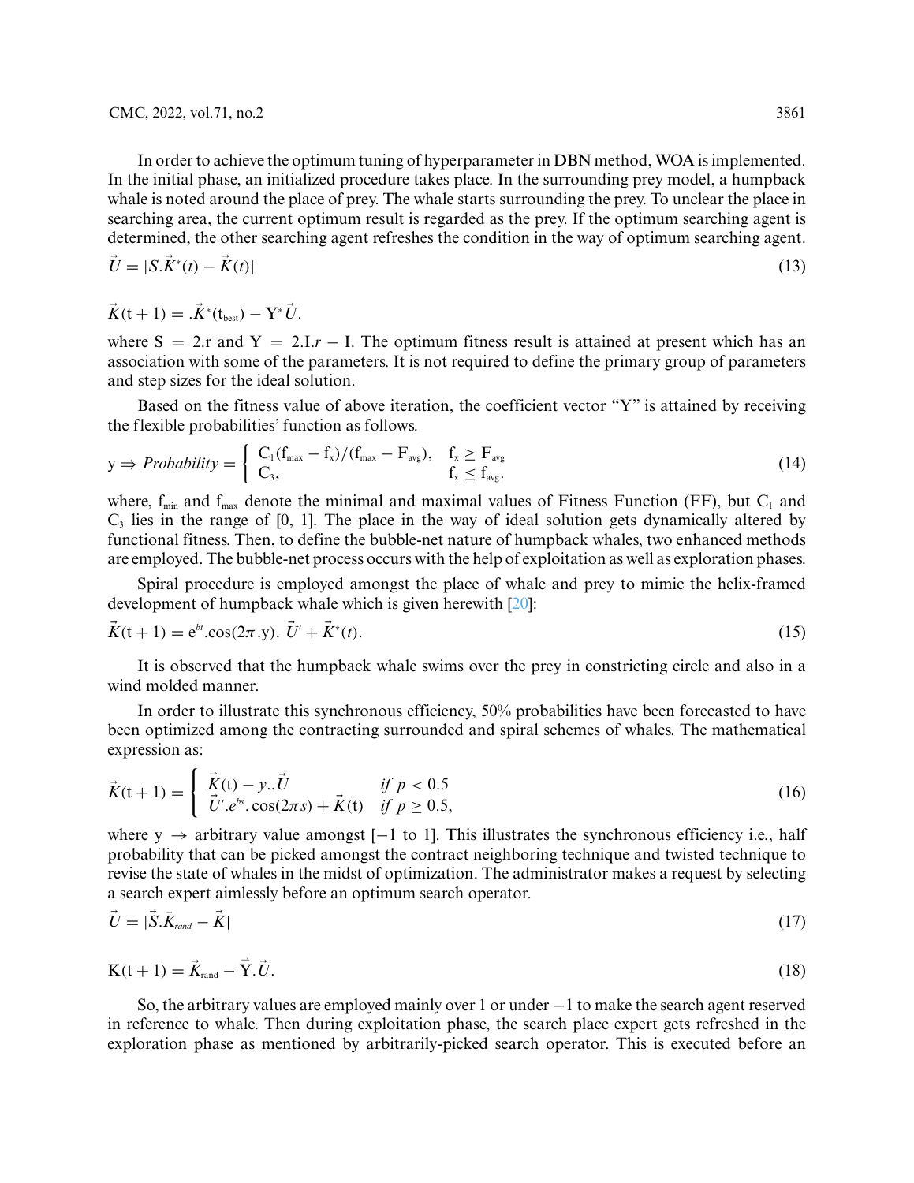In order to achieve the optimum tuning of hyperparameter in DBN method, WOA is implemented. In the initial phase, an initialized procedure takes place. In the surrounding prey model, a humpback whale is noted around the place of prey. The whale starts surrounding the prey. To unclear the place in searching area, the current optimum result is regarded as the prey. If the optimum searching agent is determined, the other searching agent refreshes the condition in the way of optimum searching agent.

$$\vec{U} = |S.\vec{K}^{*}(t) - \vec{K}(t)| \tag{13}$$

$$\vec{K}(\mathrm{t}+1) = .\vec{K}^{*}(\mathrm{t_{best}}) - \mathrm{Y}^{*}\vec{U}.$$

where $S = 2.r$ and $Y = 2.I.r - I$. The optimum fitness result is attained at present which has an association with some of the parameters. It is not required to define the primary group of parameters and step sizes for the ideal solution.

Based on the fitness value of above iteration, the coefficient vector "Y" is attained by receiving the flexible probabilities' function as follows.

$$\mathrm{y} \Rightarrow \mathit{Probability} = \begin{cases} \mathrm{C_1(f_{max} - f_x)/(f_{max} - F_{avg})}, & \mathrm{f_x \geq F_{avg}} \\ \mathrm{C_3}, & \mathrm{f_x \leq f_{avg}}. \end{cases} \tag{14}$$

where, $f_{min}$ and $f_{max}$ denote the minimal and maximal values of Fitness Function (FF), but $C_1$ and $C_3$ lies in the range of [0, 1]. The place in the way of ideal solution gets dynamically altered by functional fitness. Then, to define the bubble-net nature of humpback whales, two enhanced methods are employed. The bubble-net process occurs with the help of exploitation as well as exploration phases.

Spiral procedure is employed amongst the place of whale and prey to mimic the helix-framed development of humpback whale which is given herewith [20]:

$$\vec{K}(\mathrm{t}+1) = \mathrm{e}^{bt}.\cos(2\pi.\mathrm{y}).\ \vec{U}' + \vec{K}^{*}(t). \tag{15}$$

It is observed that the humpback whale swims over the prey in constricting circle and also in a wind molded manner.

In order to illustrate this synchronous efficiency, 50% probabilities have been forecasted to have been optimized among the contracting surrounded and spiral schemes of whales. The mathematical expression as:

$$\vec{K}(\mathrm{t}+1) = \begin{cases} \vec{K}(\mathrm{t}) - y..\vec{U} & \text{if } p < 0.5 \\ \vec{U}'.e^{bs}.\cos(2\pi s) + \vec{K}(\mathrm{t}) & \text{if } p \geq 0.5, \end{cases} \tag{16}$$

where $y \rightarrow$ arbitrary value amongst [−1 to 1]. This illustrates the synchronous efficiency i.e., half probability that can be picked amongst the contract neighboring technique and twisted technique to revise the state of whales in the midst of optimization. The administrator makes a request by selecting a search expert aimlessly before an optimum search operator.

$$\vec{U} = |\vec{S}.\vec{K}_{rand} - \vec{K}| \tag{17}$$

$$\mathrm{K}(\mathrm{t}+1) = \vec{K}_{\mathrm{rand}} - \vec{\mathrm{Y}}.\vec{U}. \tag{18}$$

So, the arbitrary values are employed mainly over 1 or under −1 to make the search agent reserved in reference to whale. Then during exploitation phase, the search place expert gets refreshed in the exploration phase as mentioned by arbitrarily-picked search operator. This is executed before an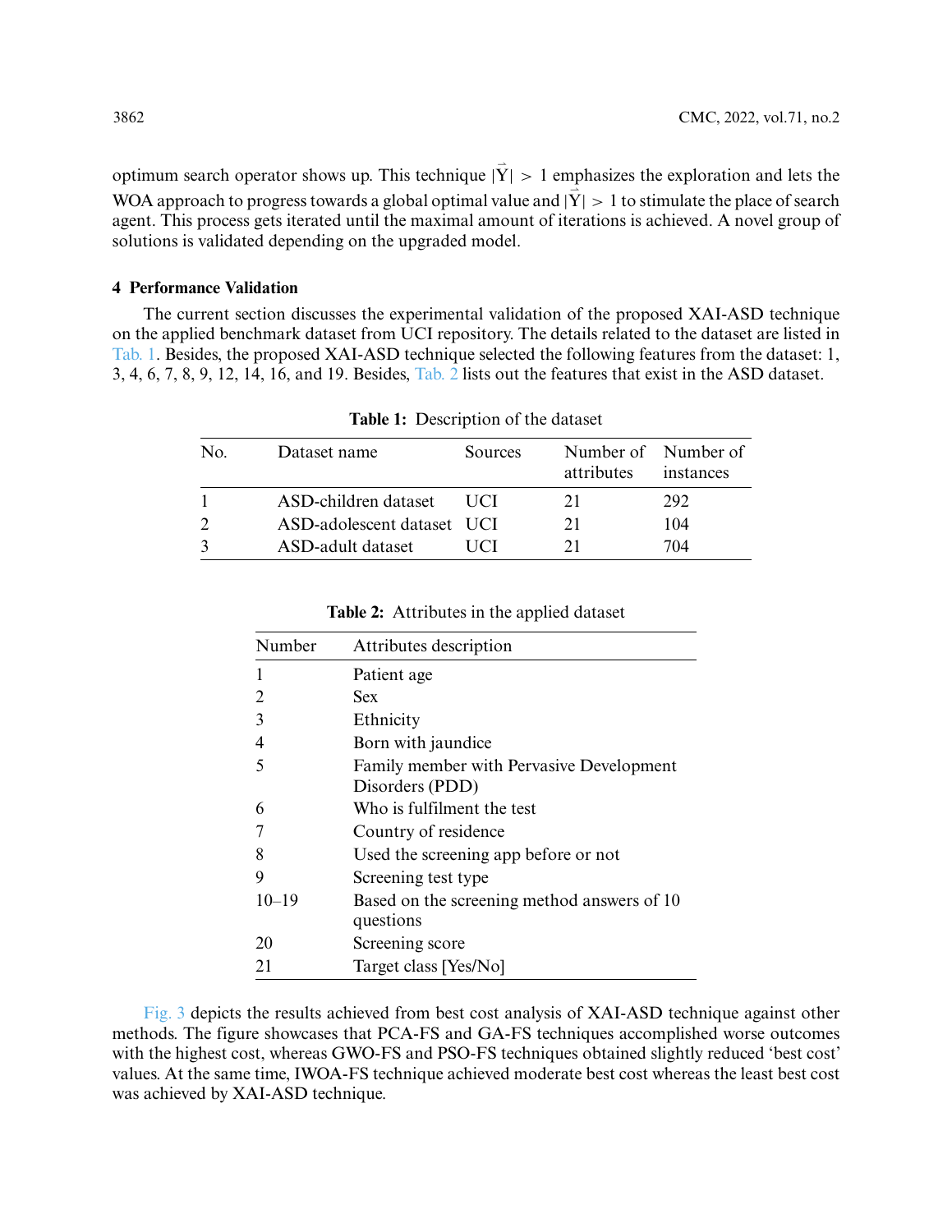optimum search operator shows up. This technique $|\vec{Y}| > 1$ emphasizes the exploration and lets the WOA approach to progress towards a global optimal value and $|\vec{Y}| > 1$ to stimulate the place of search agent. This process gets iterated until the maximal amount of iterations is achieved. A novel group of solutions is validated depending on the upgraded model.

## 4 Performance Validation

The current section discusses the experimental validation of the proposed XAI-ASD technique on the applied benchmark dataset from UCI repository. The details related to the dataset are listed in Tab. 1. Besides, the proposed XAI-ASD technique selected the following features from the dataset: 1, 3, 4, 6, 7, 8, 9, 12, 14, 16, and 19. Besides, Tab. 2 lists out the features that exist in the ASD dataset.

**Table 1:** Description of the dataset

| No. | Dataset name | Sources | Number of attributes | Number of instances |
|---|---|---|---|---|
| 1 | ASD-children dataset | UCI | 21 | 292 |
| 2 | ASD-adolescent dataset | UCI | 21 | 104 |
| 3 | ASD-adult dataset | UCI | 21 | 704 |

**Table 2:** Attributes in the applied dataset

| Number | Attributes description |
|---|---|
| 1 | Patient age |
| 2 | Sex |
| 3 | Ethnicity |
| 4 | Born with jaundice |
| 5 | Family member with Pervasive Development Disorders (PDD) |
| 6 | Who is fulfilment the test |
| 7 | Country of residence |
| 8 | Used the screening app before or not |
| 9 | Screening test type |
| 10–19 | Based on the screening method answers of 10 questions |
| 20 | Screening score |
| 21 | Target class [Yes/No] |

Fig. 3 depicts the results achieved from best cost analysis of XAI-ASD technique against other methods. The figure showcases that PCA-FS and GA-FS techniques accomplished worse outcomes with the highest cost, whereas GWO-FS and PSO-FS techniques obtained slightly reduced 'best cost' values. At the same time, IWOA-FS technique achieved moderate best cost whereas the least best cost was achieved by XAI-ASD technique.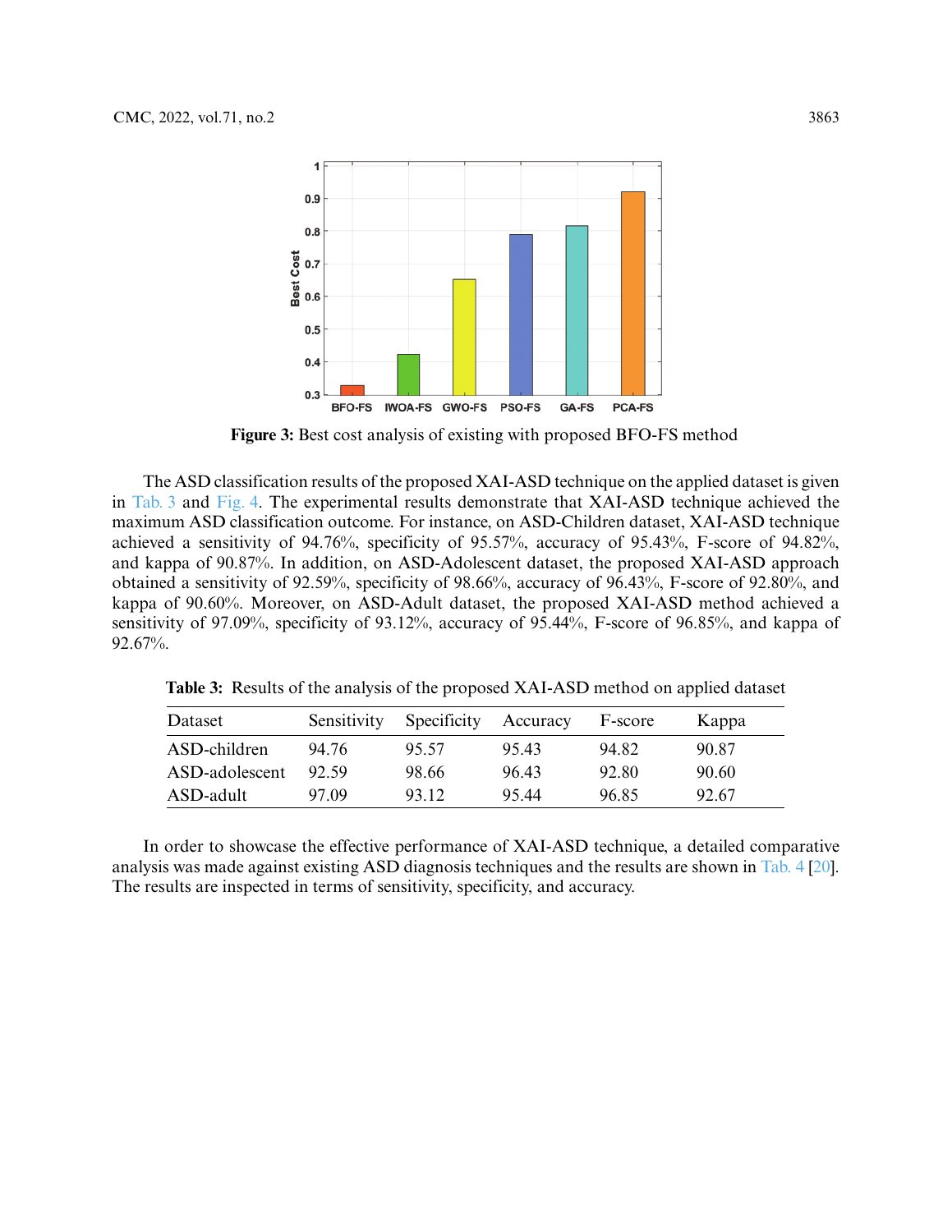**Figure 3:** Best cost analysis of existing with proposed BFO-FS method

The ASD classification results of the proposed XAI-ASD technique on the applied dataset is given in Tab. 3 and Fig. 4. The experimental results demonstrate that XAI-ASD technique achieved the maximum ASD classification outcome. For instance, on ASD-Children dataset, XAI-ASD technique achieved a sensitivity of 94.76%, specificity of 95.57%, accuracy of 95.43%, F-score of 94.82%, and kappa of 90.87%. In addition, on ASD-Adolescent dataset, the proposed XAI-ASD approach obtained a sensitivity of 92.59%, specificity of 98.66%, accuracy of 96.43%, F-score of 92.80%, and kappa of 90.60%. Moreover, on ASD-Adult dataset, the proposed XAI-ASD method achieved a sensitivity of 97.09%, specificity of 93.12%, accuracy of 95.44%, F-score of 96.85%, and kappa of 92.67%.

**Table 3:** Results of the analysis of the proposed XAI-ASD method on applied dataset

| Dataset | Sensitivity | Specificity | Accuracy | F-score | Kappa |
|---|---|---|---|---|---|
| ASD-children | 94.76 | 95.57 | 95.43 | 94.82 | 90.87 |
| ASD-adolescent | 92.59 | 98.66 | 96.43 | 92.80 | 90.60 |
| ASD-adult | 97.09 | 93.12 | 95.44 | 96.85 | 92.67 |

In order to showcase the effective performance of XAI-ASD technique, a detailed comparative analysis was made against existing ASD diagnosis techniques and the results are shown in Tab. 4 [20]. The results are inspected in terms of sensitivity, specificity, and accuracy.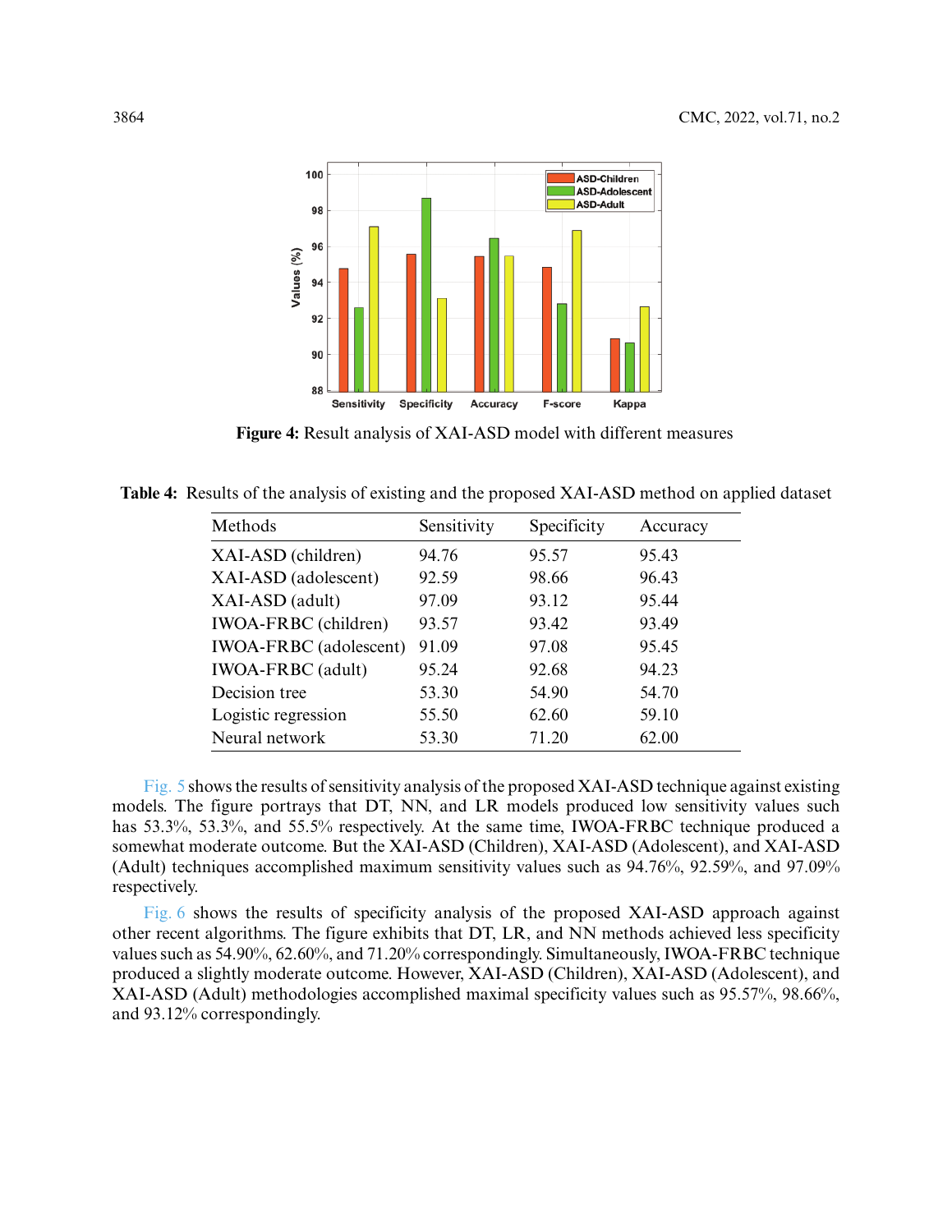Figure 4: Result analysis of XAI-ASD model with different measures

**Table 4:** Results of the analysis of existing and the proposed XAI-ASD method on applied dataset

| Methods | Sensitivity | Specificity | Accuracy |
|---|---|---|---|
| XAI-ASD (children) | 94.76 | 95.57 | 95.43 |
| XAI-ASD (adolescent) | 92.59 | 98.66 | 96.43 |
| XAI-ASD (adult) | 97.09 | 93.12 | 95.44 |
| IWOA-FRBC (children) | 93.57 | 93.42 | 93.49 |
| IWOA-FRBC (adolescent) | 91.09 | 97.08 | 95.45 |
| IWOA-FRBC (adult) | 95.24 | 92.68 | 94.23 |
| Decision tree | 53.30 | 54.90 | 54.70 |
| Logistic regression | 55.50 | 62.60 | 59.10 |
| Neural network | 53.30 | 71.20 | 62.00 |

Fig. 5 shows the results of sensitivity analysis of the proposed XAI-ASD technique against existing models. The figure portrays that DT, NN, and LR models produced low sensitivity values such has 53.3%, 53.3%, and 55.5% respectively. At the same time, IWOA-FRBC technique produced a somewhat moderate outcome. But the XAI-ASD (Children), XAI-ASD (Adolescent), and XAI-ASD (Adult) techniques accomplished maximum sensitivity values such as 94.76%, 92.59%, and 97.09% respectively.

Fig. 6 shows the results of specificity analysis of the proposed XAI-ASD approach against other recent algorithms. The figure exhibits that DT, LR, and NN methods achieved less specificity values such as 54.90%, 62.60%, and 71.20% correspondingly. Simultaneously, IWOA-FRBC technique produced a slightly moderate outcome. However, XAI-ASD (Children), XAI-ASD (Adolescent), and XAI-ASD (Adult) methodologies accomplished maximal specificity values such as 95.57%, 98.66%, and 93.12% correspondingly.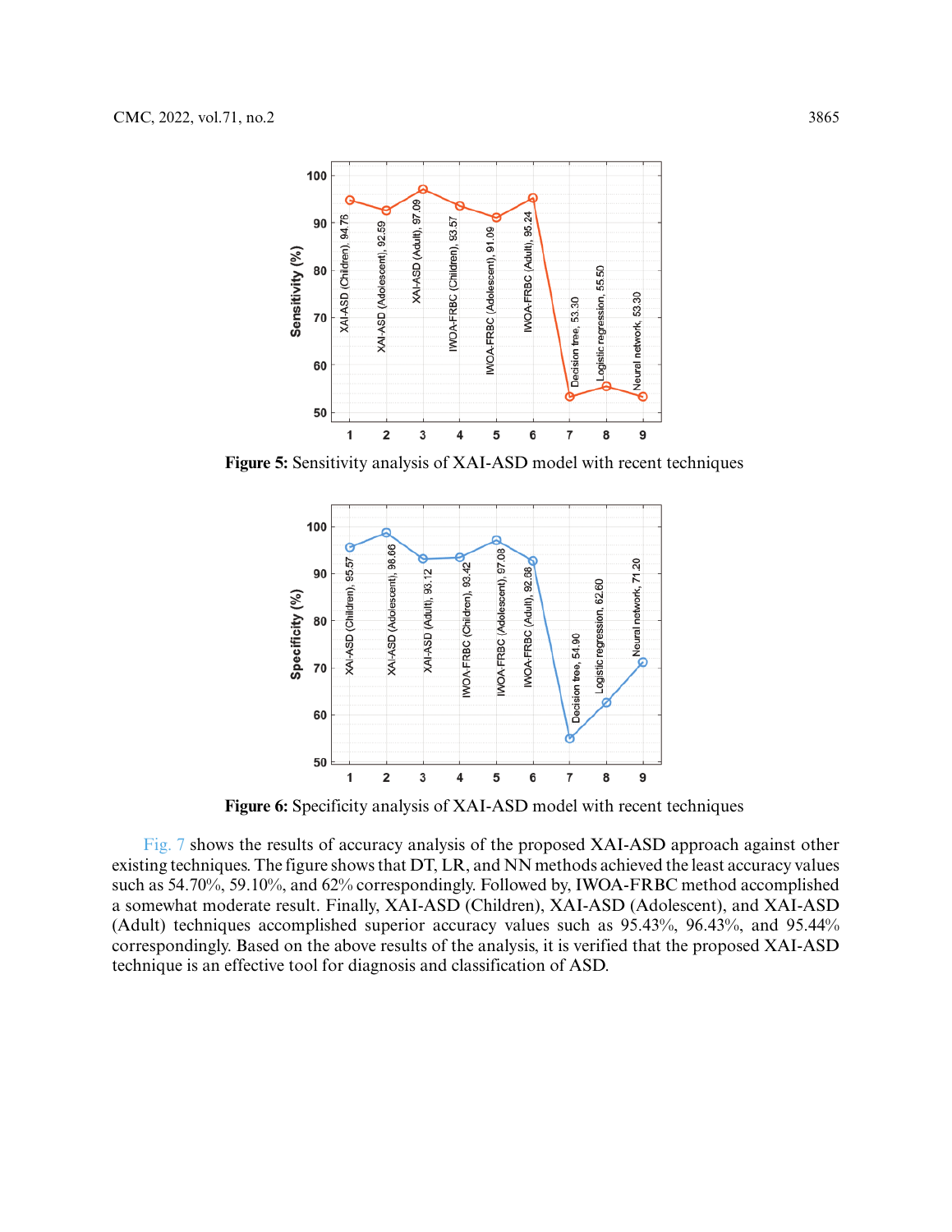Figure 5: Sensitivity analysis of XAI-ASD model with recent techniques

Figure 6: Specificity analysis of XAI-ASD model with recent techniques

Fig. 7 shows the results of accuracy analysis of the proposed XAI-ASD approach against other existing techniques. The figure shows that DT, LR, and NN methods achieved the least accuracy values such as 54.70%, 59.10%, and 62% correspondingly. Followed by, IWOA-FRBC method accomplished a somewhat moderate result. Finally, XAI-ASD (Children), XAI-ASD (Adolescent), and XAI-ASD (Adult) techniques accomplished superior accuracy values such as 95.43%, 96.43%, and 95.44% correspondingly. Based on the above results of the analysis, it is verified that the proposed XAI-ASD technique is an effective tool for diagnosis and classification of ASD.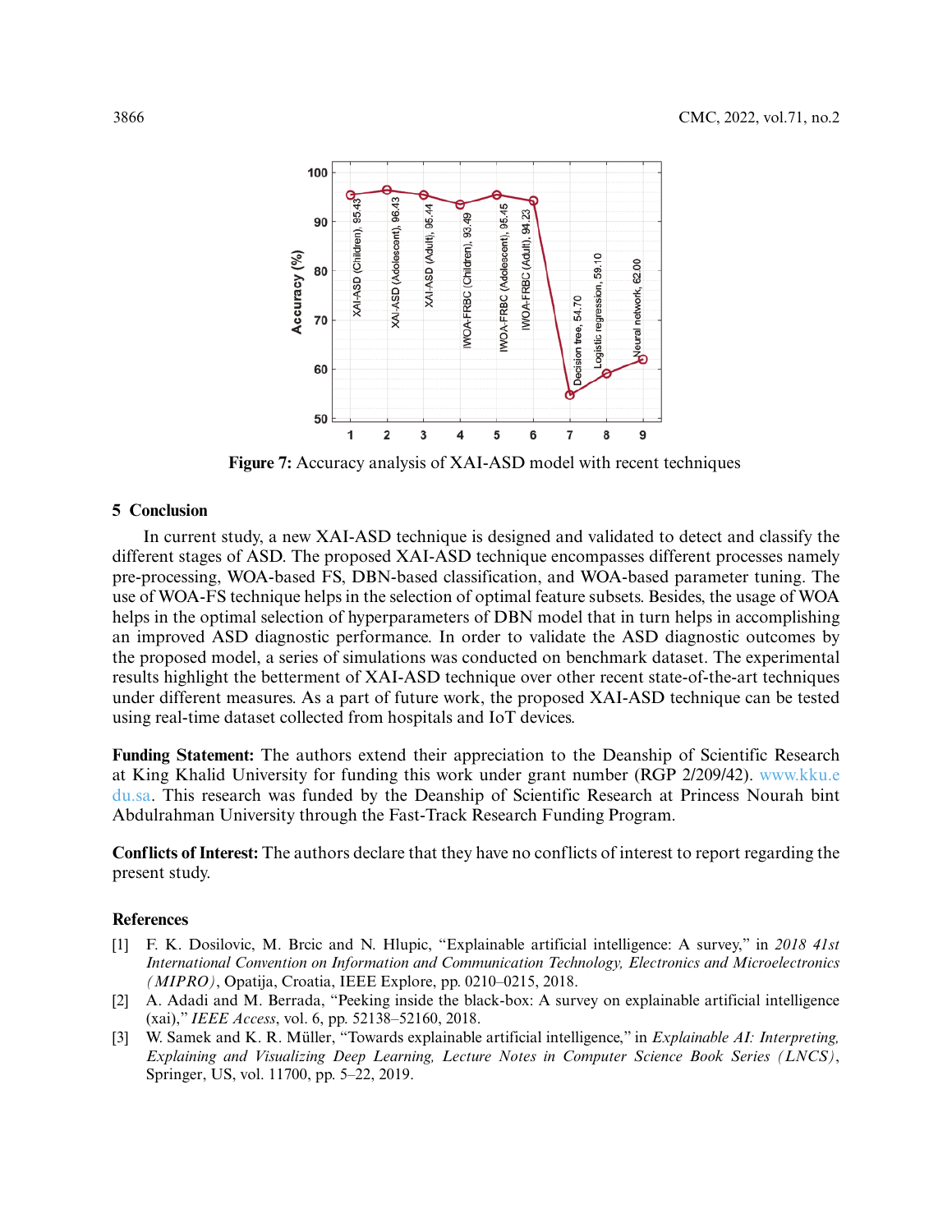Figure 7: Accuracy analysis of XAI-ASD model with recent techniques

## 5 Conclusion

In current study, a new XAI-ASD technique is designed and validated to detect and classify the different stages of ASD. The proposed XAI-ASD technique encompasses different processes namely pre-processing, WOA-based FS, DBN-based classification, and WOA-based parameter tuning. The use of WOA-FS technique helps in the selection of optimal feature subsets. Besides, the usage of WOA helps in the optimal selection of hyperparameters of DBN model that in turn helps in accomplishing an improved ASD diagnostic performance. In order to validate the ASD diagnostic outcomes by the proposed model, a series of simulations was conducted on benchmark dataset. The experimental results highlight the betterment of XAI-ASD technique over other recent state-of-the-art techniques under different measures. As a part of future work, the proposed XAI-ASD technique can be tested using real-time dataset collected from hospitals and IoT devices.

**Funding Statement:** The authors extend their appreciation to the Deanship of Scientific Research at King Khalid University for funding this work under grant number (RGP 2/209/42). www.kku.edu.sa. This research was funded by the Deanship of Scientific Research at Princess Nourah bint Abdulrahman University through the Fast-Track Research Funding Program.

**Conflicts of Interest:** The authors declare that they have no conflicts of interest to report regarding the present study.

## References

[1] F. K. Dosilovic, M. Brcic and N. Hlupic, "Explainable artificial intelligence: A survey," in *2018 41st International Convention on Information and Communication Technology, Electronics and Microelectronics (MIPRO)*, Opatija, Croatia, IEEE Explore, pp. 0210–0215, 2018.

[2] A. Adadi and M. Berrada, "Peeking inside the black-box: A survey on explainable artificial intelligence (xai)," *IEEE Access*, vol. 6, pp. 52138–52160, 2018.

[3] W. Samek and K. R. Müller, "Towards explainable artificial intelligence," in *Explainable AI: Interpreting, Explaining and Visualizing Deep Learning, Lecture Notes in Computer Science Book Series (LNCS)*, Springer, US, vol. 11700, pp. 5–22, 2019.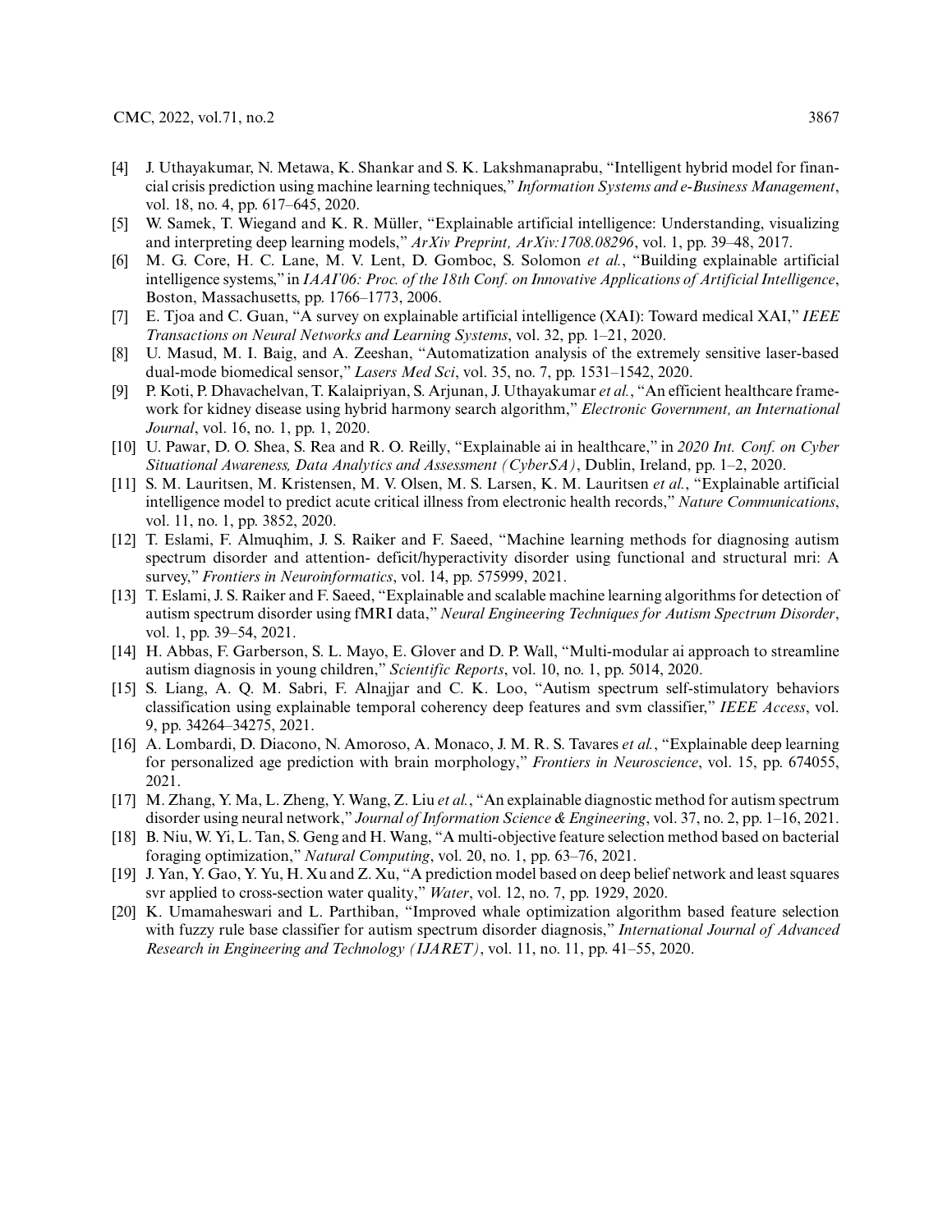[4] J. Uthayakumar, N. Metawa, K. Shankar and S. K. Lakshmanaprabu, "Intelligent hybrid model for financial crisis prediction using machine learning techniques," *Information Systems and e-Business Management*, vol. 18, no. 4, pp. 617–645, 2020.

[5] W. Samek, T. Wiegand and K. R. Müller, "Explainable artificial intelligence: Understanding, visualizing and interpreting deep learning models," *ArXiv Preprint, ArXiv:1708.08296*, vol. 1, pp. 39–48, 2017.

[6] M. G. Core, H. C. Lane, M. V. Lent, D. Gomboc, S. Solomon *et al.*, "Building explainable artificial intelligence systems," in *IAAI'06: Proc. of the 18th Conf. on Innovative Applications of Artificial Intelligence*, Boston, Massachusetts, pp. 1766–1773, 2006.

[7] E. Tjoa and C. Guan, "A survey on explainable artificial intelligence (XAI): Toward medical XAI," *IEEE Transactions on Neural Networks and Learning Systems*, vol. 32, pp. 1–21, 2020.

[8] U. Masud, M. I. Baig, and A. Zeeshan, "Automatization analysis of the extremely sensitive laser-based dual-mode biomedical sensor," *Lasers Med Sci*, vol. 35, no. 7, pp. 1531–1542, 2020.

[9] P. Koti, P. Dhavachelvan, T. Kalaipriyan, S. Arjunan, J. Uthayakumar *et al.*, "An efficient healthcare framework for kidney disease using hybrid harmony search algorithm," *Electronic Government, an International Journal*, vol. 16, no. 1, pp. 1, 2020.

[10] U. Pawar, D. O. Shea, S. Rea and R. O. Reilly, "Explainable ai in healthcare," in *2020 Int. Conf. on Cyber Situational Awareness, Data Analytics and Assessment (CyberSA)*, Dublin, Ireland, pp. 1–2, 2020.

[11] S. M. Lauritsen, M. Kristensen, M. V. Olsen, M. S. Larsen, K. M. Lauritsen *et al.*, "Explainable artificial intelligence model to predict acute critical illness from electronic health records," *Nature Communications*, vol. 11, no. 1, pp. 3852, 2020.

[12] T. Eslami, F. Almuqhim, J. S. Raiker and F. Saeed, "Machine learning methods for diagnosing autism spectrum disorder and attention- deficit/hyperactivity disorder using functional and structural mri: A survey," *Frontiers in Neuroinformatics*, vol. 14, pp. 575999, 2021.

[13] T. Eslami, J. S. Raiker and F. Saeed, "Explainable and scalable machine learning algorithms for detection of autism spectrum disorder using fMRI data," *Neural Engineering Techniques for Autism Spectrum Disorder*, vol. 1, pp. 39–54, 2021.

[14] H. Abbas, F. Garberson, S. L. Mayo, E. Glover and D. P. Wall, "Multi-modular ai approach to streamline autism diagnosis in young children," *Scientific Reports*, vol. 10, no. 1, pp. 5014, 2020.

[15] S. Liang, A. Q. M. Sabri, F. Alnajjar and C. K. Loo, "Autism spectrum self-stimulatory behaviors classification using explainable temporal coherency deep features and svm classifier," *IEEE Access*, vol. 9, pp. 34264–34275, 2021.

[16] A. Lombardi, D. Diacono, N. Amoroso, A. Monaco, J. M. R. S. Tavares *et al.*, "Explainable deep learning for personalized age prediction with brain morphology," *Frontiers in Neuroscience*, vol. 15, pp. 674055, 2021.

[17] M. Zhang, Y. Ma, L. Zheng, Y. Wang, Z. Liu *et al.*, "An explainable diagnostic method for autism spectrum disorder using neural network," *Journal of Information Science & Engineering*, vol. 37, no. 2, pp. 1–16, 2021.

[18] B. Niu, W. Yi, L. Tan, S. Geng and H. Wang, "A multi-objective feature selection method based on bacterial foraging optimization," *Natural Computing*, vol. 20, no. 1, pp. 63–76, 2021.

[19] J. Yan, Y. Gao, Y. Yu, H. Xu and Z. Xu, "A prediction model based on deep belief network and least squares svr applied to cross-section water quality," *Water*, vol. 12, no. 7, pp. 1929, 2020.

[20] K. Umamaheswari and L. Parthiban, "Improved whale optimization algorithm based feature selection with fuzzy rule base classifier for autism spectrum disorder diagnosis," *International Journal of Advanced Research in Engineering and Technology (IJARET)*, vol. 11, no. 11, pp. 41–55, 2020.